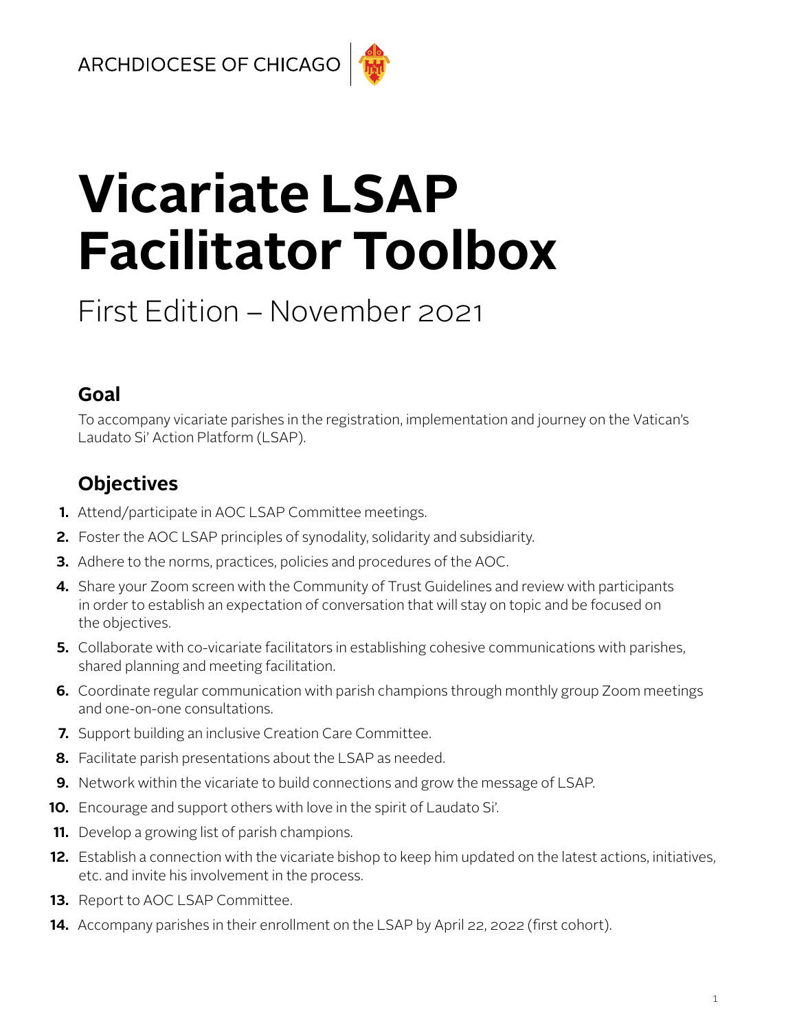ARCHDIOCESE OF CHICAGO

# Vicariate LSAP Facilitator Toolbox

First Edition – November 2021

## Goal

To accompany vicariate parishes in the registration, implementation and journey on the Vatican's Laudato Si' Action Platform (LSAP).

## Objectives

1. Attend/participate in AOC LSAP Committee meetings.
2. Foster the AOC LSAP principles of synodality, solidarity and subsidiarity.
3. Adhere to the norms, practices, policies and procedures of the AOC.
4. Share your Zoom screen with the Community of Trust Guidelines and review with participants in order to establish an expectation of conversation that will stay on topic and be focused on the objectives.
5. Collaborate with co-vicariate facilitators in establishing cohesive communications with parishes, shared planning and meeting facilitation.
6. Coordinate regular communication with parish champions through monthly group Zoom meetings and one-on-one consultations.
7. Support building an inclusive Creation Care Committee.
8. Facilitate parish presentations about the LSAP as needed.
9. Network within the vicariate to build connections and grow the message of LSAP.
10. Encourage and support others with love in the spirit of Laudato Si'.
11. Develop a growing list of parish champions.
12. Establish a connection with the vicariate bishop to keep him updated on the latest actions, initiatives, etc. and invite his involvement in the process.
13. Report to AOC LSAP Committee.
14. Accompany parishes in their enrollment on the LSAP by April 22, 2022 (first cohort).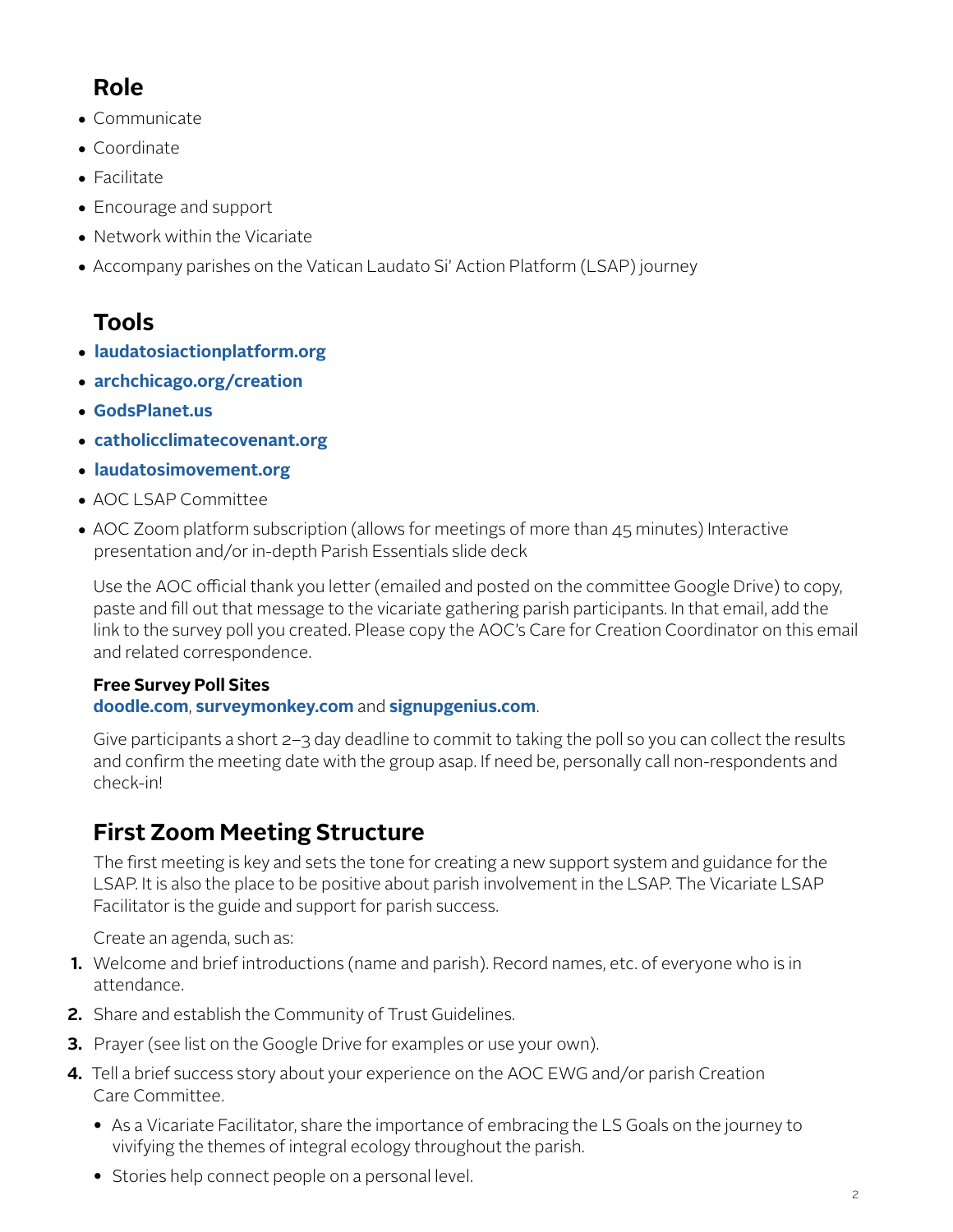## Role

- Communicate
- Coordinate
- Facilitate
- Encourage and support
- Network within the Vicariate
- Accompany parishes on the Vatican Laudato Si' Action Platform (LSAP) journey

## Tools

- **laudatosiactionplatform.org**
- **archchicago.org/creation**
- **GodsPlanet.us**
- **catholicclimatecovenant.org**
- **laudatosimovement.org**
- AOC LSAP Committee
- AOC Zoom platform subscription (allows for meetings of more than 45 minutes) Interactive presentation and/or in-depth Parish Essentials slide deck

Use the AOC official thank you letter (emailed and posted on the committee Google Drive) to copy, paste and fill out that message to the vicariate gathering parish participants. In that email, add the link to the survey poll you created. Please copy the AOC's Care for Creation Coordinator on this email and related correspondence.

**Free Survey Poll Sites**
**doodle.com**, **surveymonkey.com** and **signupgenius.com**.

Give participants a short 2–3 day deadline to commit to taking the poll so you can collect the results and confirm the meeting date with the group asap. If need be, personally call non-respondents and check-in!

## First Zoom Meeting Structure

The first meeting is key and sets the tone for creating a new support system and guidance for the LSAP. It is also the place to be positive about parish involvement in the LSAP. The Vicariate LSAP Facilitator is the guide and support for parish success.

Create an agenda, such as:

1. Welcome and brief introductions (name and parish). Record names, etc. of everyone who is in attendance.
2. Share and establish the Community of Trust Guidelines.
3. Prayer (see list on the Google Drive for examples or use your own).
4. Tell a brief success story about your experience on the AOC EWG and/or parish Creation Care Committee.
   - As a Vicariate Facilitator, share the importance of embracing the LS Goals on the journey to vivifying the themes of integral ecology throughout the parish.
   - Stories help connect people on a personal level.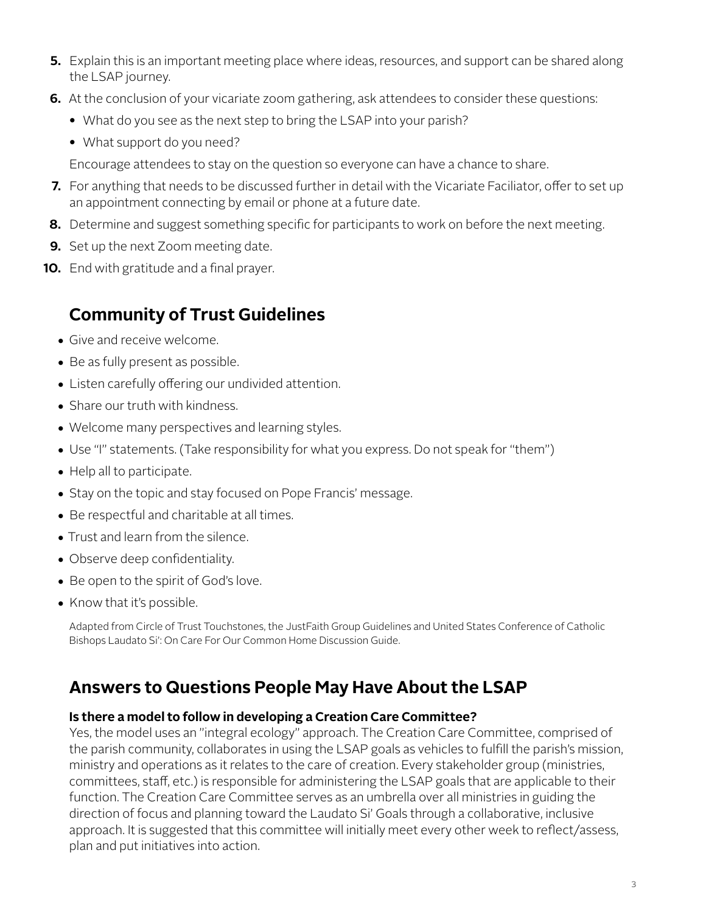5. Explain this is an important meeting place where ideas, resources, and support can be shared along the LSAP journey.
6. At the conclusion of your vicariate zoom gathering, ask attendees to consider these questions:
   - What do you see as the next step to bring the LSAP into your parish?
   - What support do you need?

   Encourage attendees to stay on the question so everyone can have a chance to share.
7. For anything that needs to be discussed further in detail with the Vicariate Faciliator, offer to set up an appointment connecting by email or phone at a future date.
8. Determine and suggest something specific for participants to work on before the next meeting.
9. Set up the next Zoom meeting date.
10. End with gratitude and a final prayer.

## Community of Trust Guidelines

- Give and receive welcome.
- Be as fully present as possible.
- Listen carefully offering our undivided attention.
- Share our truth with kindness.
- Welcome many perspectives and learning styles.
- Use "I" statements. (Take responsibility for what you express. Do not speak for "them")
- Help all to participate.
- Stay on the topic and stay focused on Pope Francis' message.
- Be respectful and charitable at all times.
- Trust and learn from the silence.
- Observe deep confidentiality.
- Be open to the spirit of God's love.
- Know that it's possible.

Adapted from Circle of Trust Touchstones, the JustFaith Group Guidelines and United States Conference of Catholic Bishops Laudato Si': On Care For Our Common Home Discussion Guide.

## Answers to Questions People May Have About the LSAP

**Is there a model to follow in developing a Creation Care Committee?**
Yes, the model uses an "integral ecology" approach. The Creation Care Committee, comprised of the parish community, collaborates in using the LSAP goals as vehicles to fulfill the parish's mission, ministry and operations as it relates to the care of creation. Every stakeholder group (ministries, committees, staff, etc.) is responsible for administering the LSAP goals that are applicable to their function. The Creation Care Committee serves as an umbrella over all ministries in guiding the direction of focus and planning toward the Laudato Si' Goals through a collaborative, inclusive approach. It is suggested that this committee will initially meet every other week to reflect/assess, plan and put initiatives into action.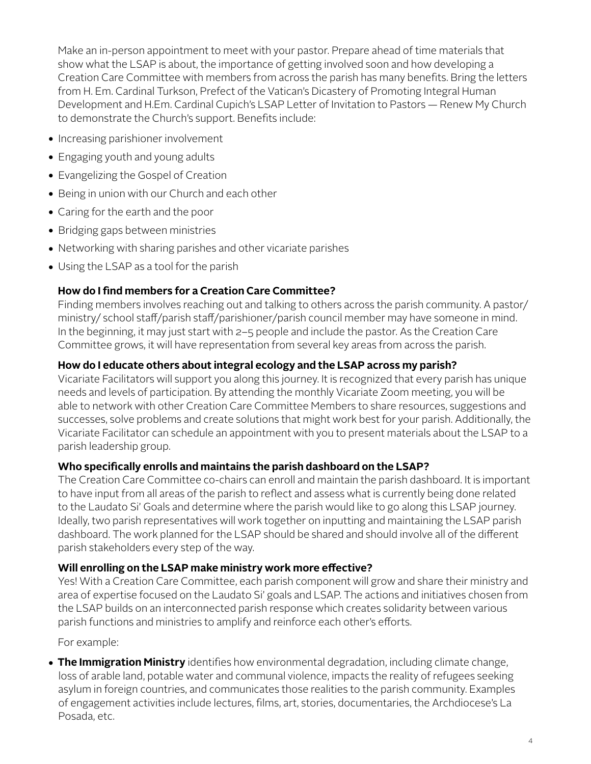Make an in-person appointment to meet with your pastor. Prepare ahead of time materials that show what the LSAP is about, the importance of getting involved soon and how developing a Creation Care Committee with members from across the parish has many benefits. Bring the letters from H. Em. Cardinal Turkson, Prefect of the Vatican's Dicastery of Promoting Integral Human Development and H.Em. Cardinal Cupich's LSAP Letter of Invitation to Pastors — Renew My Church to demonstrate the Church's support. Benefits include:

- Increasing parishioner involvement
- Engaging youth and young adults
- Evangelizing the Gospel of Creation
- Being in union with our Church and each other
- Caring for the earth and the poor
- Bridging gaps between ministries
- Networking with sharing parishes and other vicariate parishes
- Using the LSAP as a tool for the parish

**How do I find members for a Creation Care Committee?**

Finding members involves reaching out and talking to others across the parish community. A pastor/ ministry/ school staff/parish staff/parishioner/parish council member may have someone in mind. In the beginning, it may just start with 2–5 people and include the pastor. As the Creation Care Committee grows, it will have representation from several key areas from across the parish.

**How do I educate others about integral ecology and the LSAP across my parish?**

Vicariate Facilitators will support you along this journey. It is recognized that every parish has unique needs and levels of participation. By attending the monthly Vicariate Zoom meeting, you will be able to network with other Creation Care Committee Members to share resources, suggestions and successes, solve problems and create solutions that might work best for your parish. Additionally, the Vicariate Facilitator can schedule an appointment with you to present materials about the LSAP to a parish leadership group.

**Who specifically enrolls and maintains the parish dashboard on the LSAP?**

The Creation Care Committee co-chairs can enroll and maintain the parish dashboard. It is important to have input from all areas of the parish to reflect and assess what is currently being done related to the Laudato Si' Goals and determine where the parish would like to go along this LSAP journey. Ideally, two parish representatives will work together on inputting and maintaining the LSAP parish dashboard. The work planned for the LSAP should be shared and should involve all of the different parish stakeholders every step of the way.

**Will enrolling on the LSAP make ministry work more effective?**

Yes! With a Creation Care Committee, each parish component will grow and share their ministry and area of expertise focused on the Laudato Si' goals and LSAP. The actions and initiatives chosen from the LSAP builds on an interconnected parish response which creates solidarity between various parish functions and ministries to amplify and reinforce each other's efforts.

For example:

- **The Immigration Ministry** identifies how environmental degradation, including climate change, loss of arable land, potable water and communal violence, impacts the reality of refugees seeking asylum in foreign countries, and communicates those realities to the parish community. Examples of engagement activities include lectures, films, art, stories, documentaries, the Archdiocese's La Posada, etc.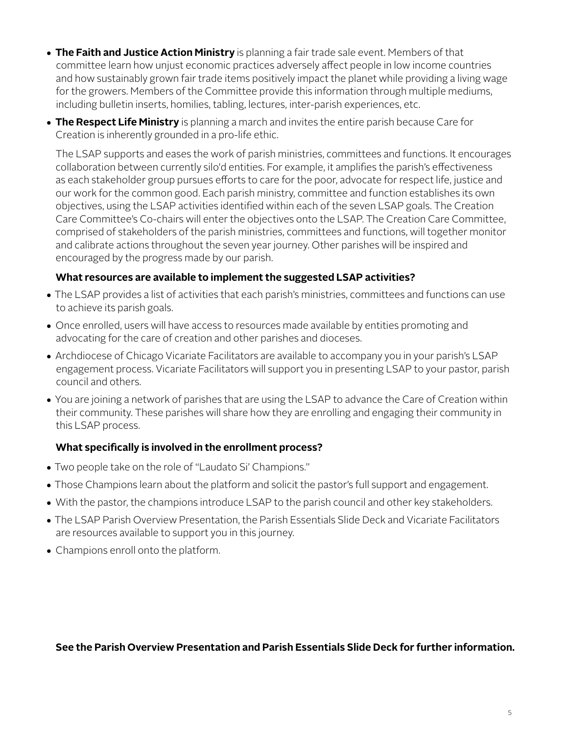- **The Faith and Justice Action Ministry** is planning a fair trade sale event. Members of that committee learn how unjust economic practices adversely affect people in low income countries and how sustainably grown fair trade items positively impact the planet while providing a living wage for the growers. Members of the Committee provide this information through multiple mediums, including bulletin inserts, homilies, tabling, lectures, inter-parish experiences, etc.
- **The Respect Life Ministry** is planning a march and invites the entire parish because Care for Creation is inherently grounded in a pro-life ethic.

The LSAP supports and eases the work of parish ministries, committees and functions. It encourages collaboration between currently silo'd entities. For example, it amplifies the parish's effectiveness as each stakeholder group pursues efforts to care for the poor, advocate for respect life, justice and our work for the common good. Each parish ministry, committee and function establishes its own objectives, using the LSAP activities identified within each of the seven LSAP goals. The Creation Care Committee's Co-chairs will enter the objectives onto the LSAP. The Creation Care Committee, comprised of stakeholders of the parish ministries, committees and functions, will together monitor and calibrate actions throughout the seven year journey. Other parishes will be inspired and encouraged by the progress made by our parish.

**What resources are available to implement the suggested LSAP activities?**

- The LSAP provides a list of activities that each parish's ministries, committees and functions can use to achieve its parish goals.
- Once enrolled, users will have access to resources made available by entities promoting and advocating for the care of creation and other parishes and dioceses.
- Archdiocese of Chicago Vicariate Facilitators are available to accompany you in your parish's LSAP engagement process. Vicariate Facilitators will support you in presenting LSAP to your pastor, parish council and others.
- You are joining a network of parishes that are using the LSAP to advance the Care of Creation within their community. These parishes will share how they are enrolling and engaging their community in this LSAP process.

**What specifically is involved in the enrollment process?**

- Two people take on the role of "Laudato Si' Champions."
- Those Champions learn about the platform and solicit the pastor's full support and engagement.
- With the pastor, the champions introduce LSAP to the parish council and other key stakeholders.
- The LSAP Parish Overview Presentation, the Parish Essentials Slide Deck and Vicariate Facilitators are resources available to support you in this journey.
- Champions enroll onto the platform.

**See the Parish Overview Presentation and Parish Essentials Slide Deck for further information.**